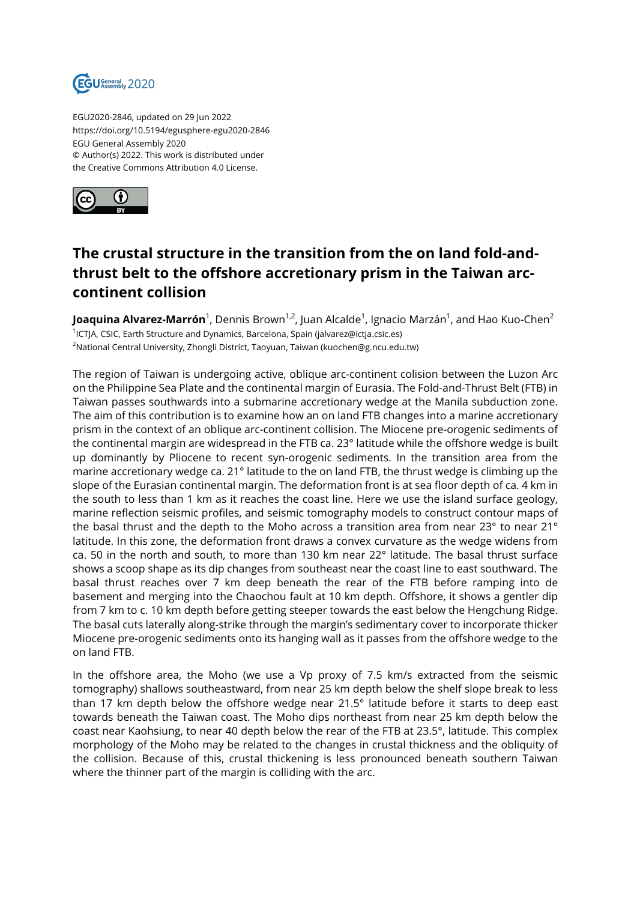EGU2020-2846, updated on 29 Jun 2022
https://doi.org/10.5194/egusphere-egu2020-2846
EGU General Assembly 2020
© Author(s) 2022. This work is distributed under
the Creative Commons Attribution 4.0 License.

# The crustal structure in the transition from the on land fold-and-thrust belt to the offshore accretionary prism in the Taiwan arc-continent collision

**Joaquina Alvarez-Marrón**[1], Dennis Brown[1,2], Juan Alcalde[1], Ignacio Marzán[1], and Hao Kuo-Chen[2]

[1]ICTJA, CSIC, Earth Structure and Dynamics, Barcelona, Spain (jalvarez@ictja.csic.es)
[2]National Central University, Zhongli District, Taoyuan, Taiwan (kuochen@g.ncu.edu.tw)

The region of Taiwan is undergoing active, oblique arc-continent colision between the Luzon Arc on the Philippine Sea Plate and the continental margin of Eurasia. The Fold-and-Thrust Belt (FTB) in Taiwan passes southwards into a submarine accretionary wedge at the Manila subduction zone. The aim of this contribution is to examine how an on land FTB changes into a marine accretionary prism in the context of an oblique arc-continent collision. The Miocene pre-orogenic sediments of the continental margin are widespread in the FTB ca. 23° latitude while the offshore wedge is built up dominantly by Pliocene to recent syn-orogenic sediments. In the transition area from the marine accretionary wedge ca. 21° latitude to the on land FTB, the thrust wedge is climbing up the slope of the Eurasian continental margin. The deformation front is at sea floor depth of ca. 4 km in the south to less than 1 km as it reaches the coast line. Here we use the island surface geology, marine reflection seismic profiles, and seismic tomography models to construct contour maps of the basal thrust and the depth to the Moho across a transition area from near 23° to near 21° latitude. In this zone, the deformation front draws a convex curvature as the wedge widens from ca. 50 in the north and south, to more than 130 km near 22° latitude. The basal thrust surface shows a scoop shape as its dip changes from southeast near the coast line to east southward. The basal thrust reaches over 7 km deep beneath the rear of the FTB before ramping into de basement and merging into the Chaochou fault at 10 km depth. Offshore, it shows a gentler dip from 7 km to c. 10 km depth before getting steeper towards the east below the Hengchung Ridge. The basal cuts laterally along-strike through the margin's sedimentary cover to incorporate thicker Miocene pre-orogenic sediments onto its hanging wall as it passes from the offshore wedge to the on land FTB.

In the offshore area, the Moho (we use a Vp proxy of 7.5 km/s extracted from the seismic tomography) shallows southeastward, from near 25 km depth below the shelf slope break to less than 17 km depth below the offshore wedge near 21.5° latitude before it starts to deep east towards beneath the Taiwan coast. The Moho dips northeast from near 25 km depth below the coast near Kaohsiung, to near 40 depth below the rear of the FTB at 23.5°, latitude. This complex morphology of the Moho may be related to the changes in crustal thickness and the obliquity of the collision. Because of this, crustal thickening is less pronounced beneath southern Taiwan where the thinner part of the margin is colliding with the arc.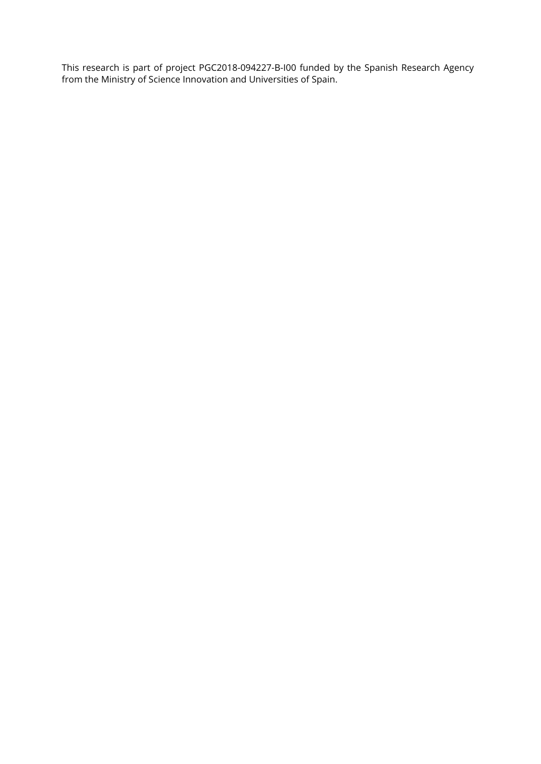This research is part of project PGC2018-094227-B-I00 funded by the Spanish Research Agency from the Ministry of Science Innovation and Universities of Spain.